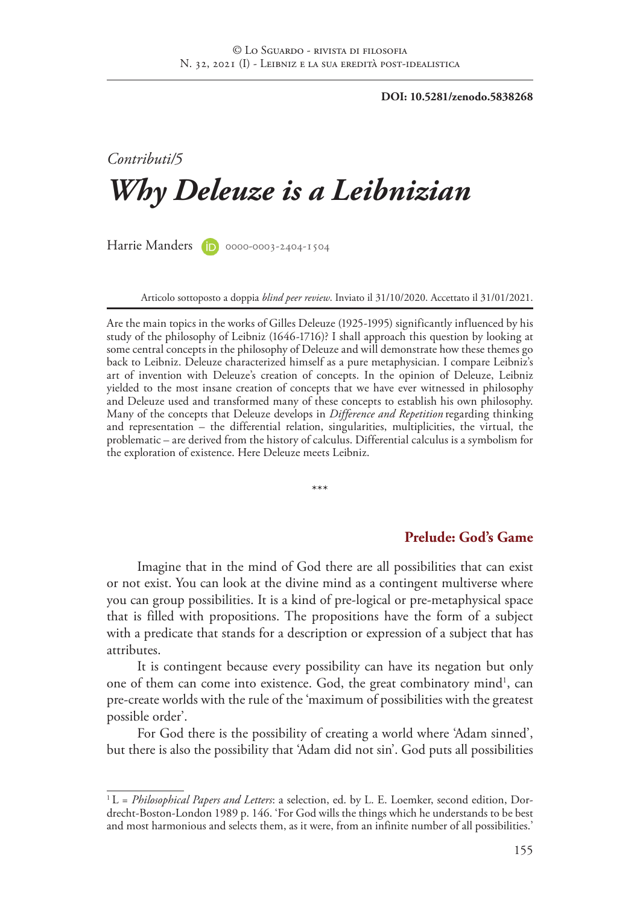**DOI: 10.5281/zenodo.5838268**

*Contributi/5*

# *Why Deleuze is a Leibnizian*

Harrie Manders 0000-0003-2404-1504

Articolo sottoposto a doppia *blind peer review*. Inviato il 31/10/2020. Accettato il 31/01/2021.

Are the main topics in the works of Gilles Deleuze (1925-1995) significantly influenced by his study of the philosophy of Leibniz (1646-1716)? I shall approach this question by looking at some central concepts in the philosophy of Deleuze and will demonstrate how these themes go back to Leibniz. Deleuze characterized himself as a pure metaphysician. I compare Leibniz's art of invention with Deleuze's creation of concepts. In the opinion of Deleuze, Leibniz yielded to the most insane creation of concepts that we have ever witnessed in philosophy and Deleuze used and transformed many of these concepts to establish his own philosophy. Many of the concepts that Deleuze develops in *Difference and Repetition* regarding thinking and representation – the differential relation, singularities, multiplicities, the virtual, the problematic – are derived from the history of calculus. Differential calculus is a symbolism for the exploration of existence. Here Deleuze meets Leibniz.

\*\*\*

## Prelude: God's Game

Imagine that in the mind of God there are all possibilities that can exist or not exist. You can look at the divine mind as a contingent multiverse where you can group possibilities. It is a kind of pre-logical or pre-metaphysical space that is filled with propositions. The propositions have the form of a subject with a predicate that stands for a description or expression of a subject that has attributes.

It is contingent because every possibility can have its negation but only one of them can come into existence. God, the great combinatory mind[1], can pre-create worlds with the rule of the 'maximum of possibilities with the greatest possible order'.

For God there is the possibility of creating a world where 'Adam sinned', but there is also the possibility that 'Adam did not sin'. God puts all possibilities

[1] L = *Philosophical Papers and Letters*: a selection, ed. by L. E. Loemker, second edition, Dordrecht-Boston-London 1989 p. 146. 'For God wills the things which he understands to be best and most harmonious and selects them, as it were, from an infinite number of all possibilities.'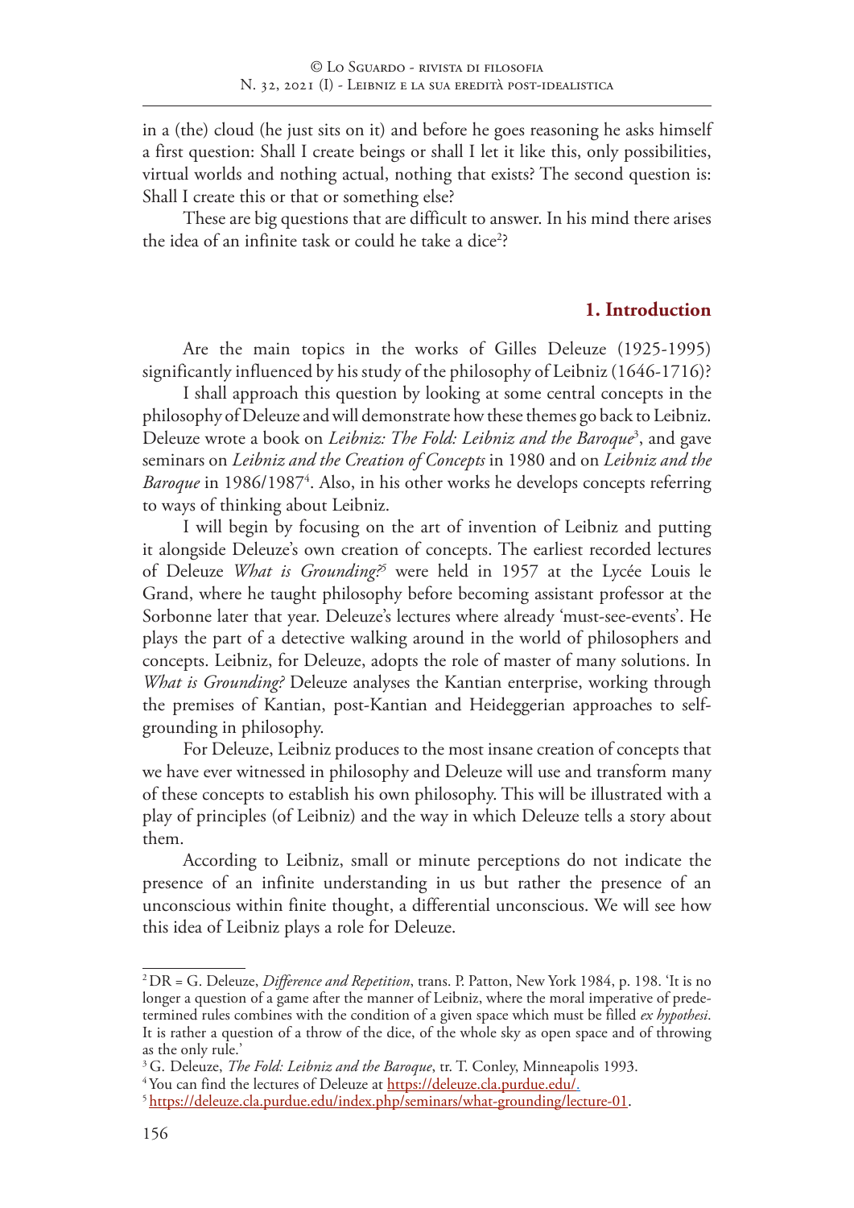in a (the) cloud (he just sits on it) and before he goes reasoning he asks himself a first question: Shall I create beings or shall I let it like this, only possibilities, virtual worlds and nothing actual, nothing that exists? The second question is: Shall I create this or that or something else?

These are big questions that are difficult to answer. In his mind there arises the idea of an infinite task or could he take a dice[2]?

## 1. Introduction

Are the main topics in the works of Gilles Deleuze (1925-1995) significantly influenced by his study of the philosophy of Leibniz (1646-1716)?

I shall approach this question by looking at some central concepts in the philosophy of Deleuze and will demonstrate how these themes go back to Leibniz. Deleuze wrote a book on *Leibniz: The Fold: Leibniz and the Baroque*[3], and gave seminars on *Leibniz and the Creation of Concepts* in 1980 and on *Leibniz and the Baroque* in 1986/1987[4]. Also, in his other works he develops concepts referring to ways of thinking about Leibniz.

I will begin by focusing on the art of invention of Leibniz and putting it alongside Deleuze's own creation of concepts. The earliest recorded lectures of Deleuze *What is Grounding?*[5] were held in 1957 at the Lycée Louis le Grand, where he taught philosophy before becoming assistant professor at the Sorbonne later that year. Deleuze's lectures where already 'must-see-events'. He plays the part of a detective walking around in the world of philosophers and concepts. Leibniz, for Deleuze, adopts the role of master of many solutions. In *What is Grounding?* Deleuze analyses the Kantian enterprise, working through the premises of Kantian, post-Kantian and Heideggerian approaches to self-grounding in philosophy.

For Deleuze, Leibniz produces to the most insane creation of concepts that we have ever witnessed in philosophy and Deleuze will use and transform many of these concepts to establish his own philosophy. This will be illustrated with a play of principles (of Leibniz) and the way in which Deleuze tells a story about them.

According to Leibniz, small or minute perceptions do not indicate the presence of an infinite understanding in us but rather the presence of an unconscious within finite thought, a differential unconscious. We will see how this idea of Leibniz plays a role for Deleuze.

---

[2] DR = G. Deleuze, *Difference and Repetition*, trans. P. Patton, New York 1984, p. 198. 'It is no longer a question of a game after the manner of Leibniz, where the moral imperative of predetermined rules combines with the condition of a given space which must be filled *ex hypothesi*. It is rather a question of a throw of the dice, of the whole sky as open space and of throwing as the only rule.'

[3] G. Deleuze, *The Fold: Leibniz and the Baroque*, tr. T. Conley, Minneapolis 1993.

[4] You can find the lectures of Deleuze at https://deleuze.cla.purdue.edu/.

[5] https://deleuze.cla.purdue.edu/index.php/seminars/what-grounding/lecture-01.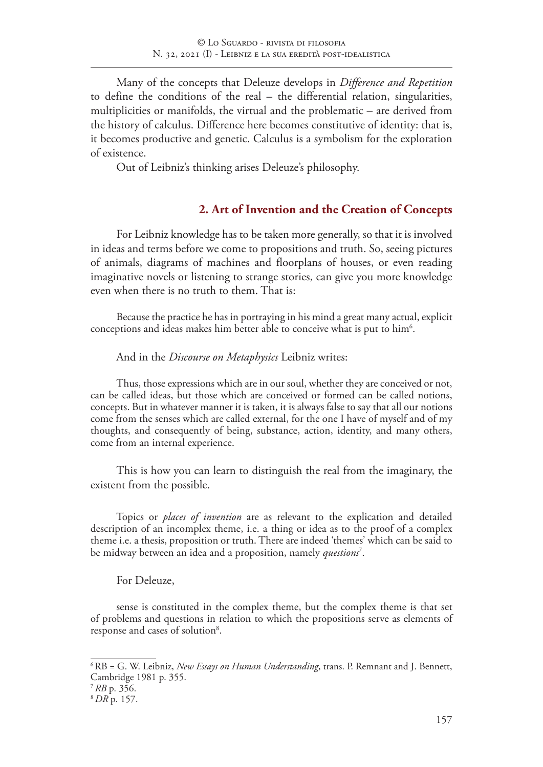Many of the concepts that Deleuze develops in *Difference and Repetition* to define the conditions of the real – the differential relation, singularities, multiplicities or manifolds, the virtual and the problematic – are derived from the history of calculus. Difference here becomes constitutive of identity: that is, it becomes productive and genetic. Calculus is a symbolism for the exploration of existence.

Out of Leibniz's thinking arises Deleuze's philosophy.

## 2. Art of Invention and the Creation of Concepts

For Leibniz knowledge has to be taken more generally, so that it is involved in ideas and terms before we come to propositions and truth. So, seeing pictures of animals, diagrams of machines and floorplans of houses, or even reading imaginative novels or listening to strange stories, can give you more knowledge even when there is no truth to them. That is:

> Because the practice he has in portraying in his mind a great many actual, explicit conceptions and ideas makes him better able to conceive what is put to him[6].

And in the *Discourse on Metaphysics* Leibniz writes:

> Thus, those expressions which are in our soul, whether they are conceived or not, can be called ideas, but those which are conceived or formed can be called notions, concepts. But in whatever manner it is taken, it is always false to say that all our notions come from the senses which are called external, for the one I have of myself and of my thoughts, and consequently of being, substance, action, identity, and many others, come from an internal experience.

This is how you can learn to distinguish the real from the imaginary, the existent from the possible.

> Topics or *places of invention* are as relevant to the explication and detailed description of an incomplex theme, i.e. a thing or idea as to the proof of a complex theme i.e. a thesis, proposition or truth. There are indeed 'themes' which can be said to be midway between an idea and a proposition, namely *questions*[7].

For Deleuze,

> sense is constituted in the complex theme, but the complex theme is that set of problems and questions in relation to which the propositions serve as elements of response and cases of solution[8].

---

[6] RB = G. W. Leibniz, *New Essays on Human Understanding*, trans. P. Remnant and J. Bennett, Cambridge 1981 p. 355.

[7] *RB* p. 356.

[8] *DR* p. 157.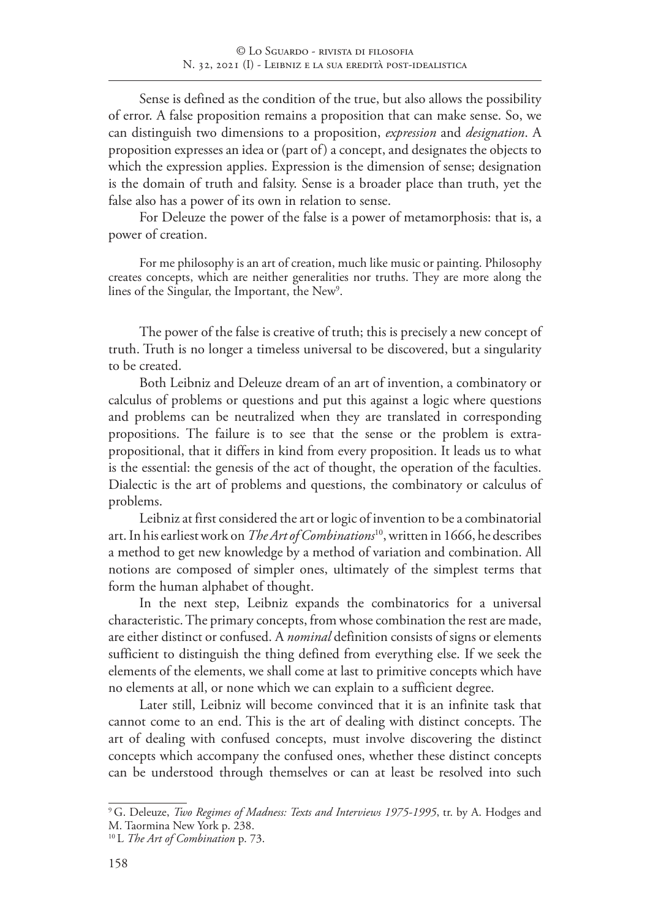Sense is defined as the condition of the true, but also allows the possibility of error. A false proposition remains a proposition that can make sense. So, we can distinguish two dimensions to a proposition, *expression* and *designation*. A proposition expresses an idea or (part of) a concept, and designates the objects to which the expression applies. Expression is the dimension of sense; designation is the domain of truth and falsity. Sense is a broader place than truth, yet the false also has a power of its own in relation to sense.

For Deleuze the power of the false is a power of metamorphosis: that is, a power of creation.

> For me philosophy is an art of creation, much like music or painting. Philosophy creates concepts, which are neither generalities nor truths. They are more along the lines of the Singular, the Important, the New[9].

The power of the false is creative of truth; this is precisely a new concept of truth. Truth is no longer a timeless universal to be discovered, but a singularity to be created.

Both Leibniz and Deleuze dream of an art of invention, a combinatory or calculus of problems or questions and put this against a logic where questions and problems can be neutralized when they are translated in corresponding propositions. The failure is to see that the sense or the problem is extra-propositional, that it differs in kind from every proposition. It leads us to what is the essential: the genesis of the act of thought, the operation of the faculties. Dialectic is the art of problems and questions, the combinatory or calculus of problems.

Leibniz at first considered the art or logic of invention to be a combinatorial art. In his earliest work on *The Art of Combinations*[10], written in 1666, he describes a method to get new knowledge by a method of variation and combination. All notions are composed of simpler ones, ultimately of the simplest terms that form the human alphabet of thought.

In the next step, Leibniz expands the combinatorics for a universal characteristic. The primary concepts, from whose combination the rest are made, are either distinct or confused. A *nominal* definition consists of signs or elements sufficient to distinguish the thing defined from everything else. If we seek the elements of the elements, we shall come at last to primitive concepts which have no elements at all, or none which we can explain to a sufficient degree.

Later still, Leibniz will become convinced that it is an infinite task that cannot come to an end. This is the art of dealing with distinct concepts. The art of dealing with confused concepts, must involve discovering the distinct concepts which accompany the confused ones, whether these distinct concepts can be understood through themselves or can at least be resolved into such

---

[9] G. Deleuze, *Two Regimes of Madness: Texts and Interviews 1975-1995*, tr. by A. Hodges and M. Taormina New York p. 238.

[10] L *The Art of Combination* p. 73.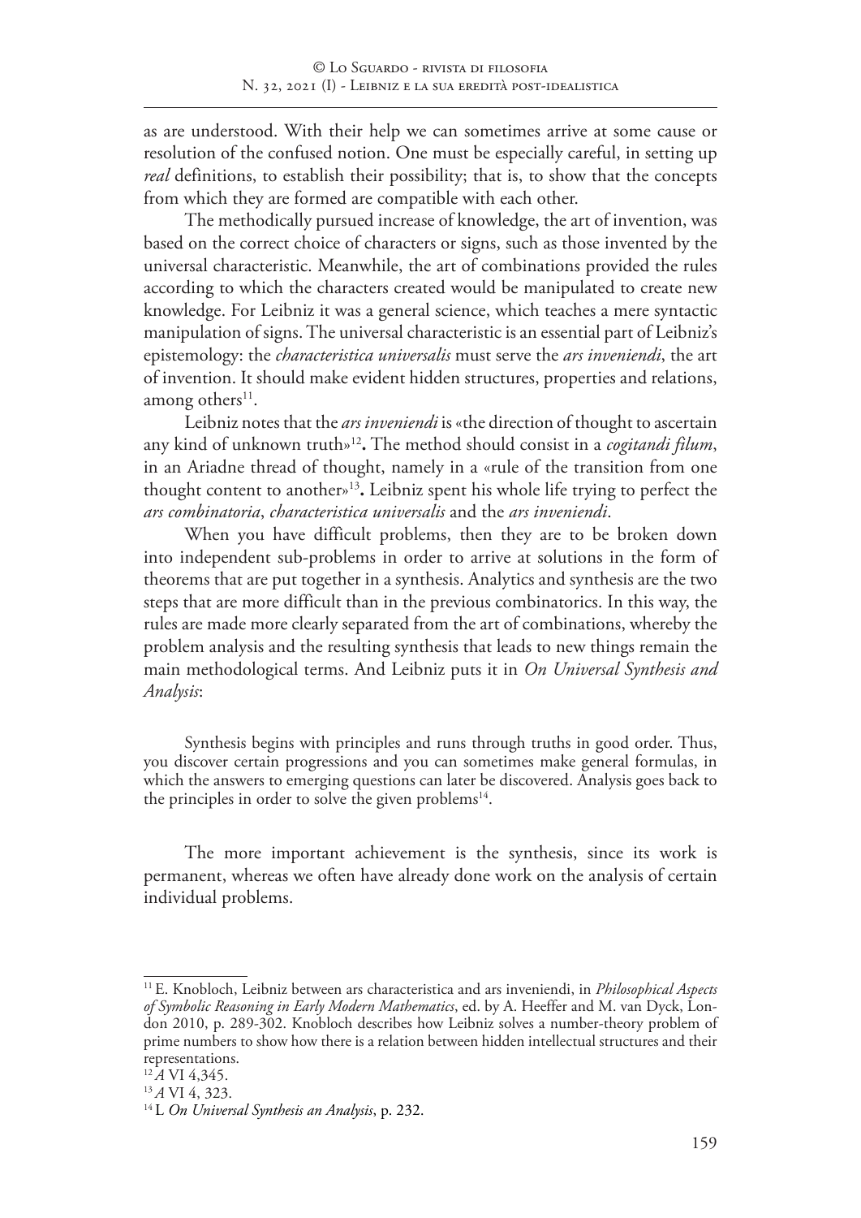as are understood. With their help we can sometimes arrive at some cause or resolution of the confused notion. One must be especially careful, in setting up *real* definitions, to establish their possibility; that is, to show that the concepts from which they are formed are compatible with each other.

The methodically pursued increase of knowledge, the art of invention, was based on the correct choice of characters or signs, such as those invented by the universal characteristic. Meanwhile, the art of combinations provided the rules according to which the characters created would be manipulated to create new knowledge. For Leibniz it was a general science, which teaches a mere syntactic manipulation of signs. The universal characteristic is an essential part of Leibniz's epistemology: the *characteristica universalis* must serve the *ars inveniendi*, the art of invention. It should make evident hidden structures, properties and relations, among others[11].

Leibniz notes that the *ars inveniendi* is «the direction of thought to ascertain any kind of unknown truth»[12]**.** The method should consist in a *cogitandi filum*, in an Ariadne thread of thought, namely in a «rule of the transition from one thought content to another»[13]**.** Leibniz spent his whole life trying to perfect the *ars combinatoria*, *characteristica universalis* and the *ars inveniendi*.

When you have difficult problems, then they are to be broken down into independent sub-problems in order to arrive at solutions in the form of theorems that are put together in a synthesis. Analytics and synthesis are the two steps that are more difficult than in the previous combinatorics. In this way, the rules are made more clearly separated from the art of combinations, whereby the problem analysis and the resulting synthesis that leads to new things remain the main methodological terms. And Leibniz puts it in *On Universal Synthesis and Analysis*:

> Synthesis begins with principles and runs through truths in good order. Thus, you discover certain progressions and you can sometimes make general formulas, in which the answers to emerging questions can later be discovered. Analysis goes back to the principles in order to solve the given problems[14].

The more important achievement is the synthesis, since its work is permanent, whereas we often have already done work on the analysis of certain individual problems.

---

[11] E. Knobloch, Leibniz between ars characteristica and ars inveniendi, in *Philosophical Aspects of Symbolic Reasoning in Early Modern Mathematics*, ed. by A. Heeffer and M. van Dyck, London 2010, p. 289-302. Knobloch describes how Leibniz solves a number-theory problem of prime numbers to show how there is a relation between hidden intellectual structures and their representations.

[12] *A* VI 4,345.

[13] *A* VI 4, 323.

[14] L *On Universal Synthesis an Analysis*, p. 232.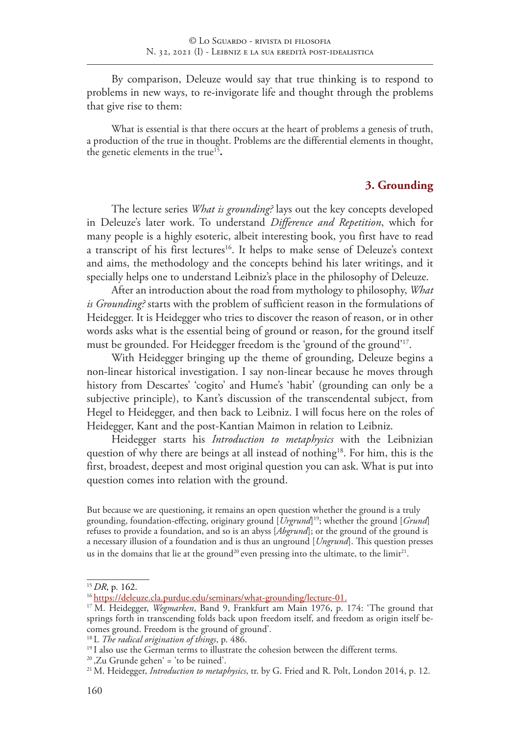By comparison, Deleuze would say that true thinking is to respond to problems in new ways, to re-invigorate life and thought through the problems that give rise to them:

> What is essential is that there occurs at the heart of problems a genesis of truth, a production of the true in thought. Problems are the differential elements in thought, the genetic elements in the true[15]**.**

## 3. Grounding

The lecture series *What is grounding?* lays out the key concepts developed in Deleuze's later work. To understand *Difference and Repetition*, which for many people is a highly esoteric, albeit interesting book, you first have to read a transcript of his first lectures[16]. It helps to make sense of Deleuze's context and aims, the methodology and the concepts behind his later writings, and it specially helps one to understand Leibniz's place in the philosophy of Deleuze.

After an introduction about the road from mythology to philosophy, *What is Grounding?* starts with the problem of sufficient reason in the formulations of Heidegger. It is Heidegger who tries to discover the reason of reason, or in other words asks what is the essential being of ground or reason, for the ground itself must be grounded. For Heidegger freedom is the 'ground of the ground'[17].

With Heidegger bringing up the theme of grounding, Deleuze begins a non-linear historical investigation. I say non-linear because he moves through history from Descartes' 'cogito' and Hume's 'habit' (grounding can only be a subjective principle), to Kant's discussion of the transcendental subject, from Hegel to Heidegger, and then back to Leibniz. I will focus here on the roles of Heidegger, Kant and the post-Kantian Maimon in relation to Leibniz.

Heidegger starts his *Introduction to metaphysics* with the Leibnizian question of why there are beings at all instead of nothing[18]. For him, this is the first, broadest, deepest and most original question you can ask. What is put into question comes into relation with the ground.

> But because we are questioning, it remains an open question whether the ground is a truly grounding, foundation-effecting, originary ground [*Urgrund*][19]; whether the ground [*Grund*] refuses to provide a foundation, and so is an abyss [*Abgrund*]; or the ground of the ground is a necessary illusion of a foundation and is thus an unground [*Ungrund*]. This question presses us in the domains that lie at the ground[20] even pressing into the ultimate, to the limit[21].

---

[15] *DR*, p. 162.

[16] https://deleuze.cla.purdue.edu/seminars/what-grounding/lecture-01.

[17] M. Heidegger, *Wegmarken*, Band 9, Frankfurt am Main 1976, p. 174: 'The ground that springs forth in transcending folds back upon freedom itself, and freedom as origin itself becomes ground. Freedom is the ground of ground'.

[18] L *The radical origination of things*, p. 486.

[19] I also use the German terms to illustrate the cohesion between the different terms.

[20] ,Zu Grunde gehen' = 'to be ruined'.

[21] M. Heidegger, *Introduction to metaphysics*, tr. by G. Fried and R. Polt, London 2014, p. 12.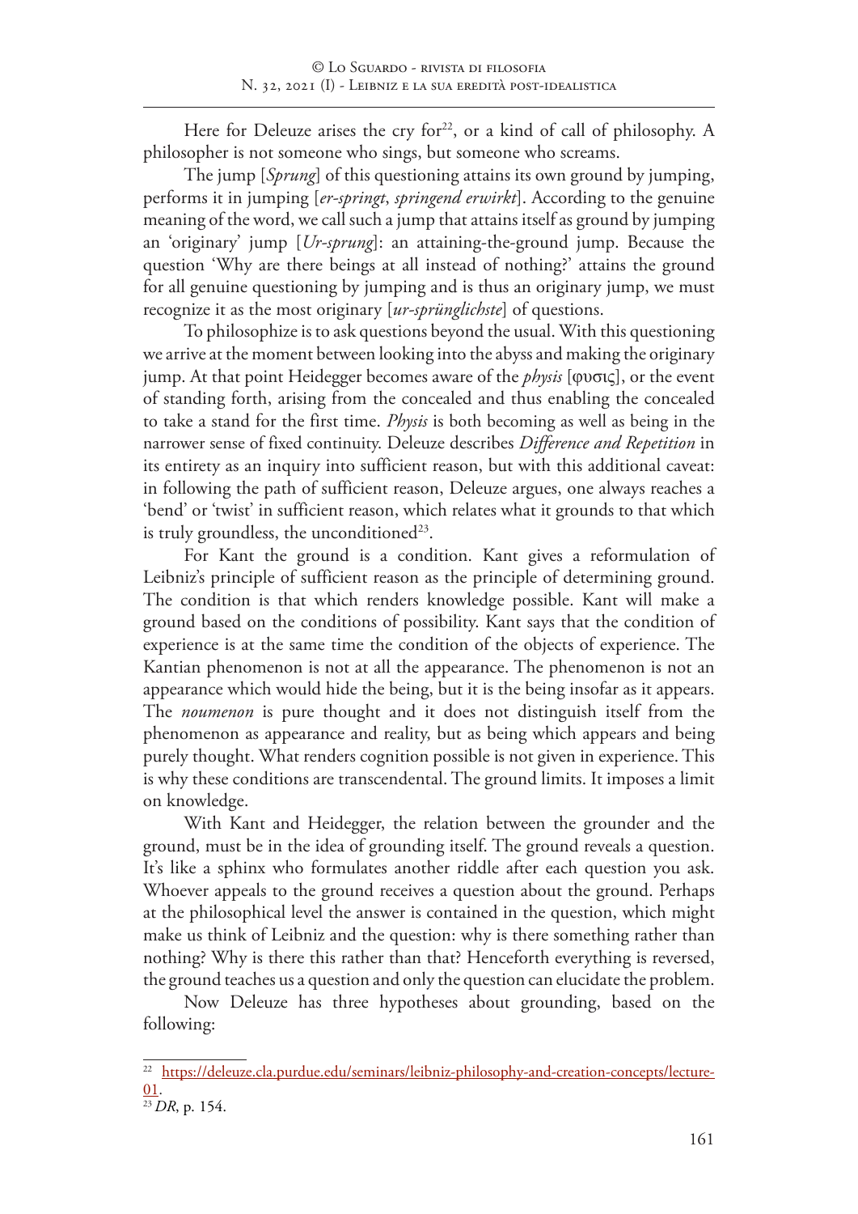Here for Deleuze arises the cry for[22], or a kind of call of philosophy. A philosopher is not someone who sings, but someone who screams.

The jump [*Sprung*] of this questioning attains its own ground by jumping, performs it in jumping [*er-springt*, *springend erwirkt*]. According to the genuine meaning of the word, we call such a jump that attains itself as ground by jumping an 'originary' jump [*Ur-sprung*]: an attaining-the-ground jump. Because the question 'Why are there beings at all instead of nothing?' attains the ground for all genuine questioning by jumping and is thus an originary jump, we must recognize it as the most originary [*ur-sprünglichste*] of questions.

To philosophize is to ask questions beyond the usual. With this questioning we arrive at the moment between looking into the abyss and making the originary jump. At that point Heidegger becomes aware of the *physis* [φυσις], or the event of standing forth, arising from the concealed and thus enabling the concealed to take a stand for the first time. *Physis* is both becoming as well as being in the narrower sense of fixed continuity. Deleuze describes *Difference and Repetition* in its entirety as an inquiry into sufficient reason, but with this additional caveat: in following the path of sufficient reason, Deleuze argues, one always reaches a 'bend' or 'twist' in sufficient reason, which relates what it grounds to that which is truly groundless, the unconditioned[23].

For Kant the ground is a condition. Kant gives a reformulation of Leibniz's principle of sufficient reason as the principle of determining ground. The condition is that which renders knowledge possible. Kant will make a ground based on the conditions of possibility. Kant says that the condition of experience is at the same time the condition of the objects of experience. The Kantian phenomenon is not at all the appearance. The phenomenon is not an appearance which would hide the being, but it is the being insofar as it appears. The *noumenon* is pure thought and it does not distinguish itself from the phenomenon as appearance and reality, but as being which appears and being purely thought. What renders cognition possible is not given in experience. This is why these conditions are transcendental. The ground limits. It imposes a limit on knowledge.

With Kant and Heidegger, the relation between the grounder and the ground, must be in the idea of grounding itself. The ground reveals a question. It's like a sphinx who formulates another riddle after each question you ask. Whoever appeals to the ground receives a question about the ground. Perhaps at the philosophical level the answer is contained in the question, which might make us think of Leibniz and the question: why is there something rather than nothing? Why is there this rather than that? Henceforth everything is reversed, the ground teaches us a question and only the question can elucidate the problem.

Now Deleuze has three hypotheses about grounding, based on the following:

---

[22] https://deleuze.cla.purdue.edu/seminars/leibniz-philosophy-and-creation-concepts/lecture-01.

[23] *DR*, p. 154.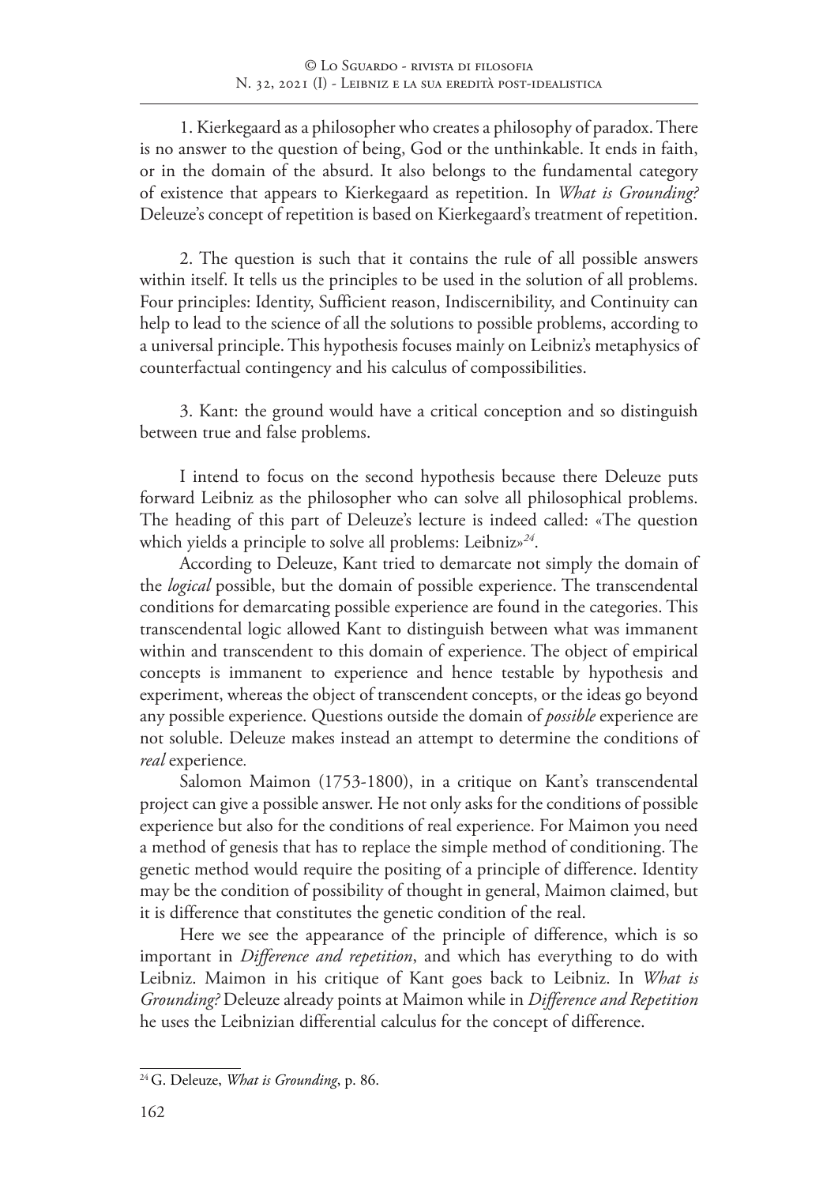1. Kierkegaard as a philosopher who creates a philosophy of paradox. There is no answer to the question of being, God or the unthinkable. It ends in faith, or in the domain of the absurd. It also belongs to the fundamental category of existence that appears to Kierkegaard as repetition. In *What is Grounding?* Deleuze's concept of repetition is based on Kierkegaard's treatment of repetition.

2. The question is such that it contains the rule of all possible answers within itself. It tells us the principles to be used in the solution of all problems. Four principles: Identity, Sufficient reason, Indiscernibility, and Continuity can help to lead to the science of all the solutions to possible problems, according to a universal principle. This hypothesis focuses mainly on Leibniz's metaphysics of counterfactual contingency and his calculus of compossibilities.

3. Kant: the ground would have a critical conception and so distinguish between true and false problems.

I intend to focus on the second hypothesis because there Deleuze puts forward Leibniz as the philosopher who can solve all philosophical problems. The heading of this part of Deleuze's lecture is indeed called: «The question which yields a principle to solve all problems: Leibniz»[24].

According to Deleuze, Kant tried to demarcate not simply the domain of the *logical* possible, but the domain of possible experience. The transcendental conditions for demarcating possible experience are found in the categories. This transcendental logic allowed Kant to distinguish between what was immanent within and transcendent to this domain of experience. The object of empirical concepts is immanent to experience and hence testable by hypothesis and experiment, whereas the object of transcendent concepts, or the ideas go beyond any possible experience. Questions outside the domain of *possible* experience are not soluble. Deleuze makes instead an attempt to determine the conditions of *real* experience.

Salomon Maimon (1753-1800), in a critique on Kant's transcendental project can give a possible answer. He not only asks for the conditions of possible experience but also for the conditions of real experience. For Maimon you need a method of genesis that has to replace the simple method of conditioning. The genetic method would require the positing of a principle of difference. Identity may be the condition of possibility of thought in general, Maimon claimed, but it is difference that constitutes the genetic condition of the real.

Here we see the appearance of the principle of difference, which is so important in *Difference and repetition*, and which has everything to do with Leibniz. Maimon in his critique of Kant goes back to Leibniz. In *What is Grounding?* Deleuze already points at Maimon while in *Difference and Repetition* he uses the Leibnizian differential calculus for the concept of difference.

---

[24] G. Deleuze, *What is Grounding*, p. 86.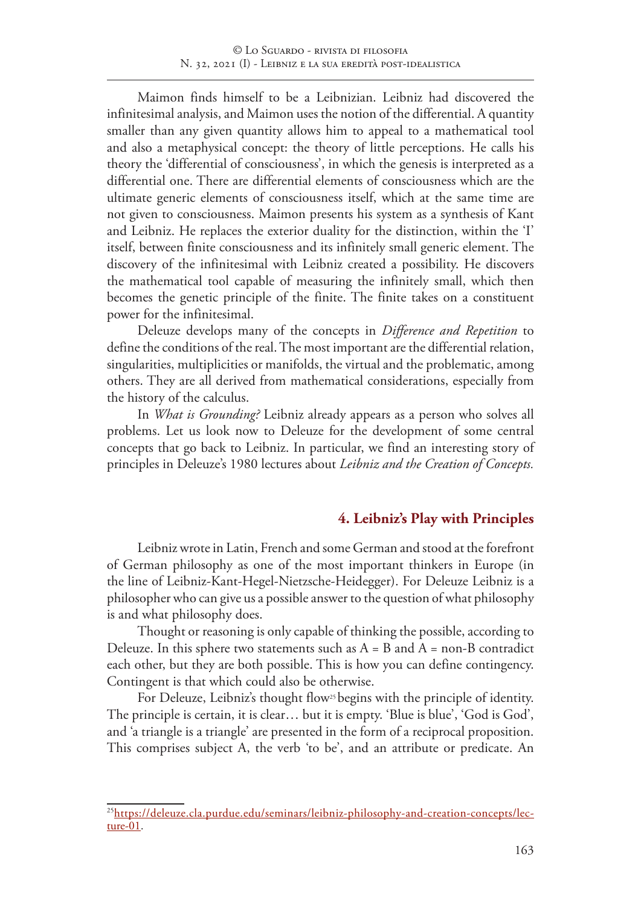Maimon finds himself to be a Leibnizian. Leibniz had discovered the infinitesimal analysis, and Maimon uses the notion of the differential. A quantity smaller than any given quantity allows him to appeal to a mathematical tool and also a metaphysical concept: the theory of little perceptions. He calls his theory the 'differential of consciousness', in which the genesis is interpreted as a differential one. There are differential elements of consciousness which are the ultimate generic elements of consciousness itself, which at the same time are not given to consciousness. Maimon presents his system as a synthesis of Kant and Leibniz. He replaces the exterior duality for the distinction, within the 'I' itself, between finite consciousness and its infinitely small generic element. The discovery of the infinitesimal with Leibniz created a possibility. He discovers the mathematical tool capable of measuring the infinitely small, which then becomes the genetic principle of the finite. The finite takes on a constituent power for the infinitesimal.

Deleuze develops many of the concepts in *Difference and Repetition* to define the conditions of the real. The most important are the differential relation, singularities, multiplicities or manifolds, the virtual and the problematic, among others. They are all derived from mathematical considerations, especially from the history of the calculus.

In *What is Grounding?* Leibniz already appears as a person who solves all problems. Let us look now to Deleuze for the development of some central concepts that go back to Leibniz. In particular, we find an interesting story of principles in Deleuze's 1980 lectures about *Leibniz and the Creation of Concepts.*

## 4. Leibniz's Play with Principles

Leibniz wrote in Latin, French and some German and stood at the forefront of German philosophy as one of the most important thinkers in Europe (in the line of Leibniz-Kant-Hegel-Nietzsche-Heidegger). For Deleuze Leibniz is a philosopher who can give us a possible answer to the question of what philosophy is and what philosophy does.

Thought or reasoning is only capable of thinking the possible, according to Deleuze. In this sphere two statements such as A = B and A = non-B contradict each other, but they are both possible. This is how you can define contingency. Contingent is that which could also be otherwise.

For Deleuze, Leibniz's thought flow[25] begins with the principle of identity. The principle is certain, it is clear… but it is empty. 'Blue is blue', 'God is God', and 'a triangle is a triangle' are presented in the form of a reciprocal proposition. This comprises subject A, the verb 'to be', and an attribute or predicate. An

---

[25] https://deleuze.cla.purdue.edu/seminars/leibniz-philosophy-and-creation-concepts/lecture-01.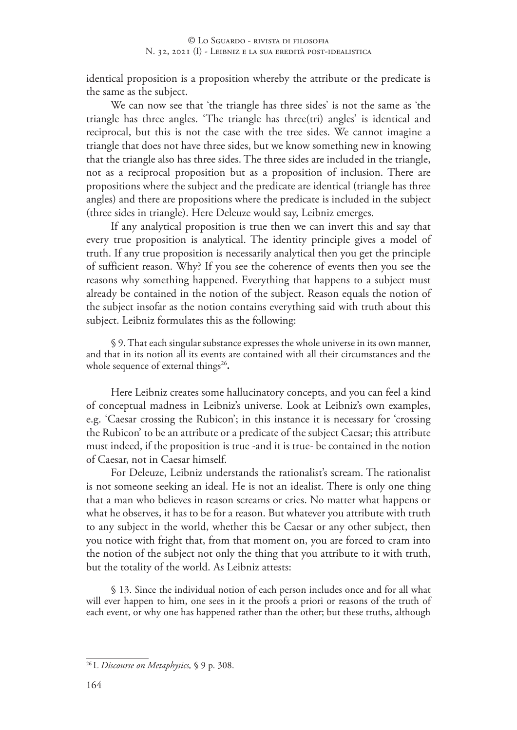identical proposition is a proposition whereby the attribute or the predicate is the same as the subject.

We can now see that 'the triangle has three sides' is not the same as 'the triangle has three angles. 'The triangle has three(tri) angles' is identical and reciprocal, but this is not the case with the tree sides. We cannot imagine a triangle that does not have three sides, but we know something new in knowing that the triangle also has three sides. The three sides are included in the triangle, not as a reciprocal proposition but as a proposition of inclusion. There are propositions where the subject and the predicate are identical (triangle has three angles) and there are propositions where the predicate is included in the subject (three sides in triangle). Here Deleuze would say, Leibniz emerges.

If any analytical proposition is true then we can invert this and say that every true proposition is analytical. The identity principle gives a model of truth. If any true proposition is necessarily analytical then you get the principle of sufficient reason. Why? If you see the coherence of events then you see the reasons why something happened. Everything that happens to a subject must already be contained in the notion of the subject. Reason equals the notion of the subject insofar as the notion contains everything said with truth about this subject. Leibniz formulates this as the following:

> § 9. That each singular substance expresses the whole universe in its own manner, and that in its notion all its events are contained with all their circumstances and the whole sequence of external things[26]**.**

Here Leibniz creates some hallucinatory concepts, and you can feel a kind of conceptual madness in Leibniz's universe. Look at Leibniz's own examples, e.g. 'Caesar crossing the Rubicon'; in this instance it is necessary for 'crossing the Rubicon' to be an attribute or a predicate of the subject Caesar; this attribute must indeed, if the proposition is true -and it is true- be contained in the notion of Caesar, not in Caesar himself.

For Deleuze, Leibniz understands the rationalist's scream. The rationalist is not someone seeking an ideal. He is not an idealist. There is only one thing that a man who believes in reason screams or cries. No matter what happens or what he observes, it has to be for a reason. But whatever you attribute with truth to any subject in the world, whether this be Caesar or any other subject, then you notice with fright that, from that moment on, you are forced to cram into the notion of the subject not only the thing that you attribute to it with truth, but the totality of the world. As Leibniz attests:

> § 13. Since the individual notion of each person includes once and for all what will ever happen to him, one sees in it the proofs a priori or reasons of the truth of each event, or why one has happened rather than the other; but these truths, although

---

[26] L *Discourse on Metaphysics,* § 9 p. 308.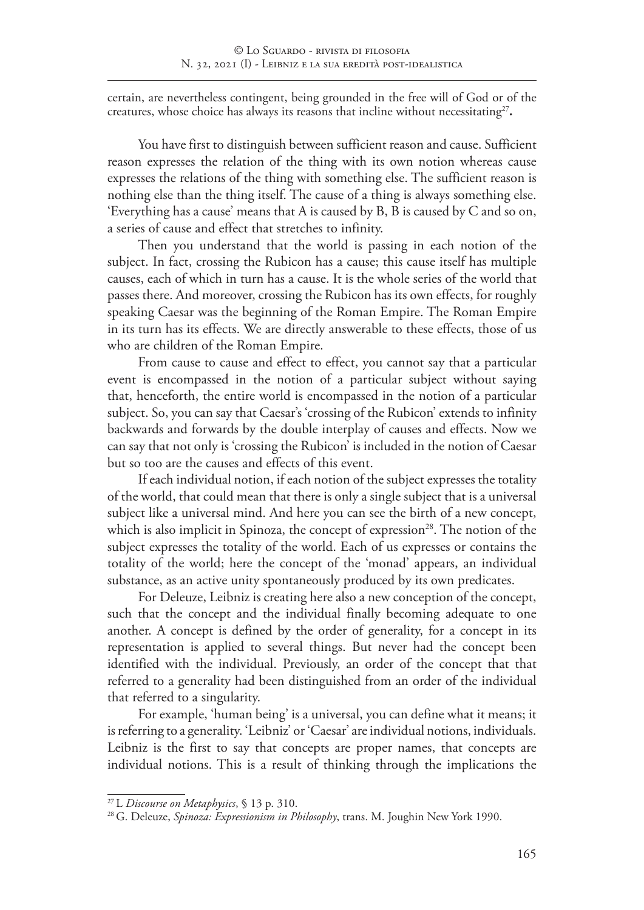certain, are nevertheless contingent, being grounded in the free will of God or of the creatures, whose choice has always its reasons that incline without necessitating[27]**.**

You have first to distinguish between sufficient reason and cause. Sufficient reason expresses the relation of the thing with its own notion whereas cause expresses the relations of the thing with something else. The sufficient reason is nothing else than the thing itself. The cause of a thing is always something else. 'Everything has a cause' means that A is caused by B, B is caused by C and so on, a series of cause and effect that stretches to infinity.

Then you understand that the world is passing in each notion of the subject. In fact, crossing the Rubicon has a cause; this cause itself has multiple causes, each of which in turn has a cause. It is the whole series of the world that passes there. And moreover, crossing the Rubicon has its own effects, for roughly speaking Caesar was the beginning of the Roman Empire. The Roman Empire in its turn has its effects. We are directly answerable to these effects, those of us who are children of the Roman Empire.

From cause to cause and effect to effect, you cannot say that a particular event is encompassed in the notion of a particular subject without saying that, henceforth, the entire world is encompassed in the notion of a particular subject. So, you can say that Caesar's 'crossing of the Rubicon' extends to infinity backwards and forwards by the double interplay of causes and effects. Now we can say that not only is 'crossing the Rubicon' is included in the notion of Caesar but so too are the causes and effects of this event.

If each individual notion, if each notion of the subject expresses the totality of the world, that could mean that there is only a single subject that is a universal subject like a universal mind. And here you can see the birth of a new concept, which is also implicit in Spinoza, the concept of expression[28]. The notion of the subject expresses the totality of the world. Each of us expresses or contains the totality of the world; here the concept of the 'monad' appears, an individual substance, as an active unity spontaneously produced by its own predicates.

For Deleuze, Leibniz is creating here also a new conception of the concept, such that the concept and the individual finally becoming adequate to one another. A concept is defined by the order of generality, for a concept in its representation is applied to several things. But never had the concept been identified with the individual. Previously, an order of the concept that that referred to a generality had been distinguished from an order of the individual that referred to a singularity.

For example, 'human being' is a universal, you can define what it means; it is referring to a generality. 'Leibniz' or 'Caesar' are individual notions, individuals. Leibniz is the first to say that concepts are proper names, that concepts are individual notions. This is a result of thinking through the implications the

---

[27] L *Discourse on Metaphysics*, § 13 p. 310.

[28] G. Deleuze, *Spinoza: Expressionism in Philosophy*, trans. M. Joughin New York 1990.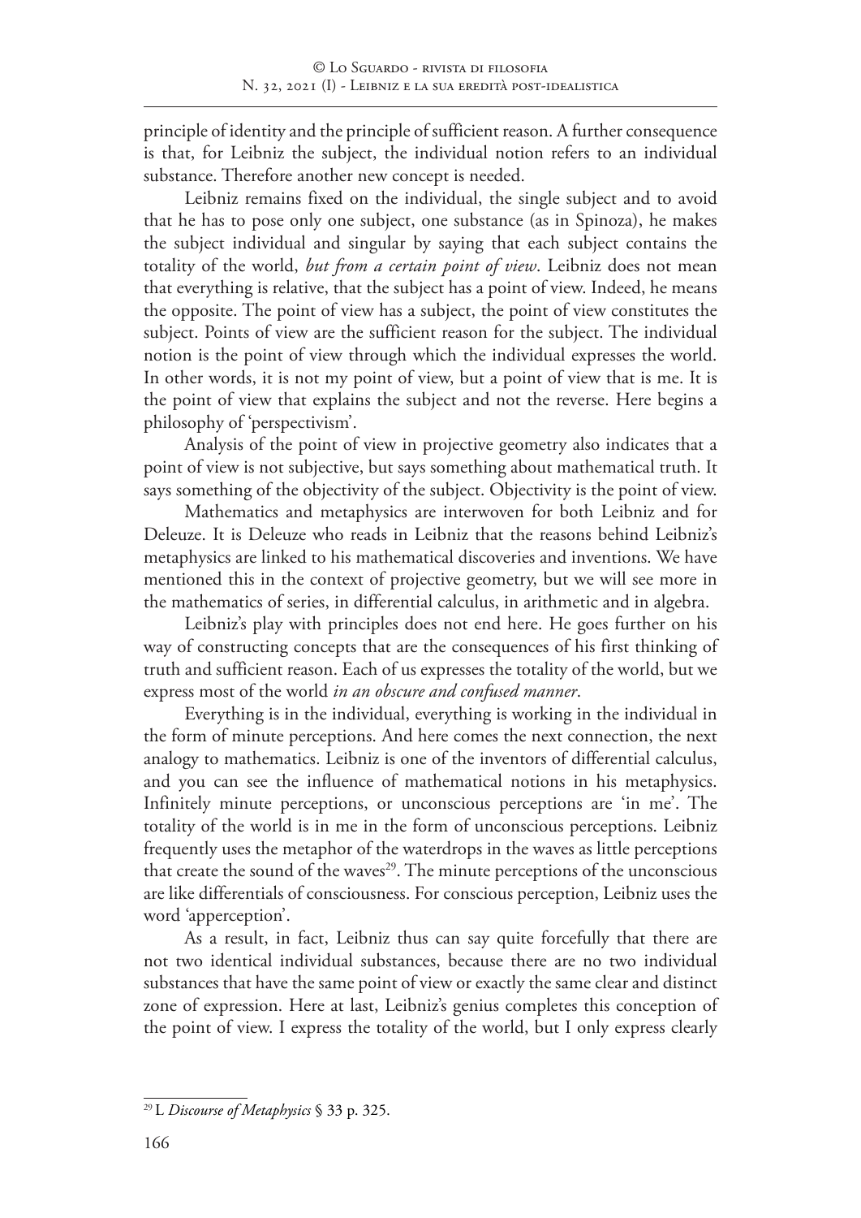principle of identity and the principle of sufficient reason. A further consequence is that, for Leibniz the subject, the individual notion refers to an individual substance. Therefore another new concept is needed.

Leibniz remains fixed on the individual, the single subject and to avoid that he has to pose only one subject, one substance (as in Spinoza), he makes the subject individual and singular by saying that each subject contains the totality of the world, *but from a certain point of view*. Leibniz does not mean that everything is relative, that the subject has a point of view. Indeed, he means the opposite. The point of view has a subject, the point of view constitutes the subject. Points of view are the sufficient reason for the subject. The individual notion is the point of view through which the individual expresses the world. In other words, it is not my point of view, but a point of view that is me. It is the point of view that explains the subject and not the reverse. Here begins a philosophy of 'perspectivism'.

Analysis of the point of view in projective geometry also indicates that a point of view is not subjective, but says something about mathematical truth. It says something of the objectivity of the subject. Objectivity is the point of view.

Mathematics and metaphysics are interwoven for both Leibniz and for Deleuze. It is Deleuze who reads in Leibniz that the reasons behind Leibniz's metaphysics are linked to his mathematical discoveries and inventions. We have mentioned this in the context of projective geometry, but we will see more in the mathematics of series, in differential calculus, in arithmetic and in algebra.

Leibniz's play with principles does not end here. He goes further on his way of constructing concepts that are the consequences of his first thinking of truth and sufficient reason. Each of us expresses the totality of the world, but we express most of the world *in an obscure and confused manner*.

Everything is in the individual, everything is working in the individual in the form of minute perceptions. And here comes the next connection, the next analogy to mathematics. Leibniz is one of the inventors of differential calculus, and you can see the influence of mathematical notions in his metaphysics. Infinitely minute perceptions, or unconscious perceptions are 'in me'. The totality of the world is in me in the form of unconscious perceptions. Leibniz frequently uses the metaphor of the waterdrops in the waves as little perceptions that create the sound of the waves[29]. The minute perceptions of the unconscious are like differentials of consciousness. For conscious perception, Leibniz uses the word 'apperception'.

As a result, in fact, Leibniz thus can say quite forcefully that there are not two identical individual substances, because there are no two individual substances that have the same point of view or exactly the same clear and distinct zone of expression. Here at last, Leibniz's genius completes this conception of the point of view. I express the totality of the world, but I only express clearly

[29] L *Discourse of Metaphysics* § 33 p. 325.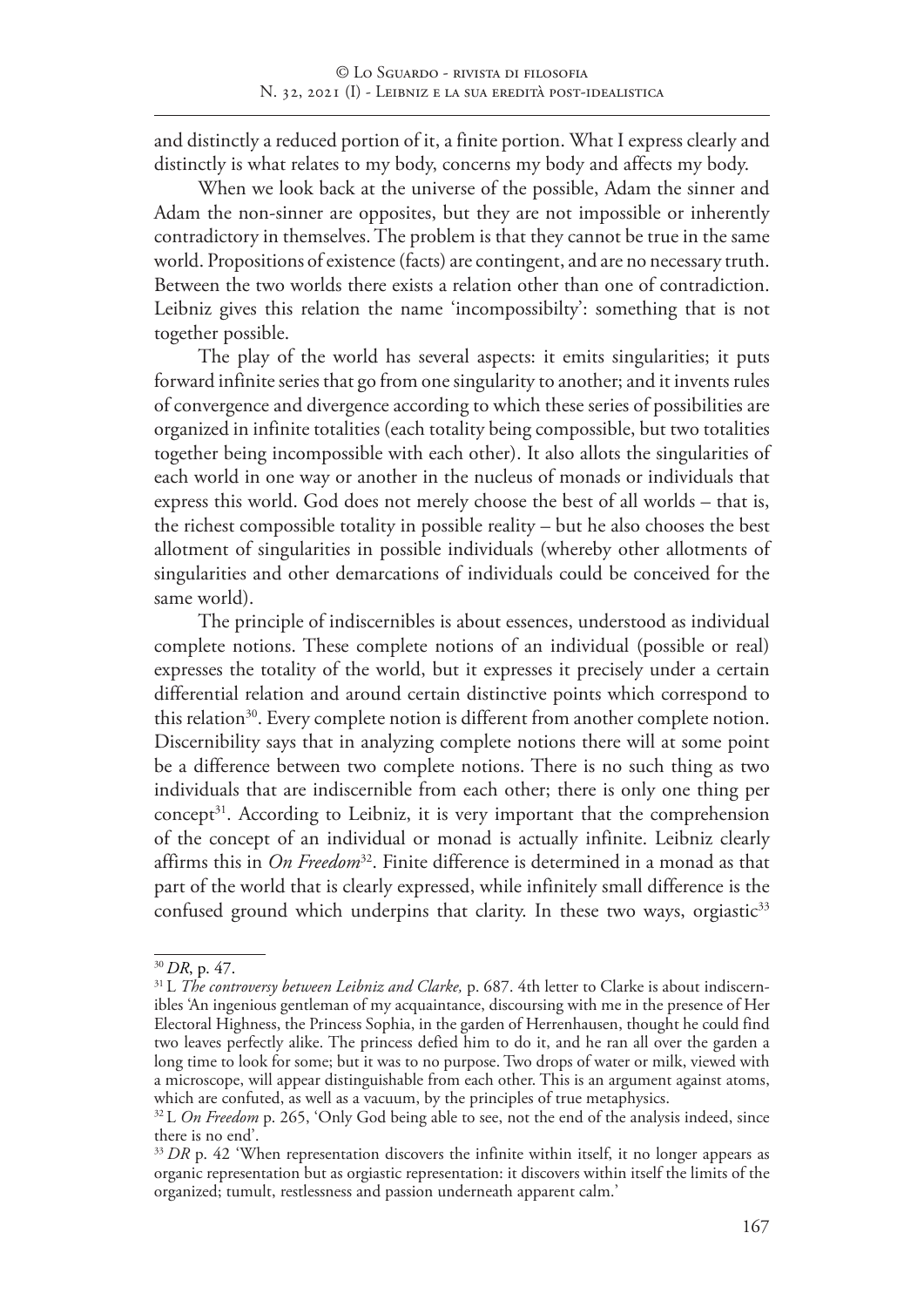and distinctly a reduced portion of it, a finite portion. What I express clearly and distinctly is what relates to my body, concerns my body and affects my body.

When we look back at the universe of the possible, Adam the sinner and Adam the non-sinner are opposites, but they are not impossible or inherently contradictory in themselves. The problem is that they cannot be true in the same world. Propositions of existence (facts) are contingent, and are no necessary truth. Between the two worlds there exists a relation other than one of contradiction. Leibniz gives this relation the name 'incompossibilty': something that is not together possible.

The play of the world has several aspects: it emits singularities; it puts forward infinite series that go from one singularity to another; and it invents rules of convergence and divergence according to which these series of possibilities are organized in infinite totalities (each totality being compossible, but two totalities together being incompossible with each other). It also allots the singularities of each world in one way or another in the nucleus of monads or individuals that express this world. God does not merely choose the best of all worlds – that is, the richest compossible totality in possible reality – but he also chooses the best allotment of singularities in possible individuals (whereby other allotments of singularities and other demarcations of individuals could be conceived for the same world).

The principle of indiscernibles is about essences, understood as individual complete notions. These complete notions of an individual (possible or real) expresses the totality of the world, but it expresses it precisely under a certain differential relation and around certain distinctive points which correspond to this relation[30]. Every complete notion is different from another complete notion. Discernibility says that in analyzing complete notions there will at some point be a difference between two complete notions. There is no such thing as two individuals that are indiscernible from each other; there is only one thing per concept[31]. According to Leibniz, it is very important that the comprehension of the concept of an individual or monad is actually infinite. Leibniz clearly affirms this in *On Freedom*[32]. Finite difference is determined in a monad as that part of the world that is clearly expressed, while infinitely small difference is the confused ground which underpins that clarity. In these two ways, orgiastic[33]

---

[30] *DR*, p. 47.

[31] L *The controversy between Leibniz and Clarke,* p. 687. 4th letter to Clarke is about indiscernibles 'An ingenious gentleman of my acquaintance, discoursing with me in the presence of Her Electoral Highness, the Princess Sophia, in the garden of Herrenhausen, thought he could find two leaves perfectly alike. The princess defied him to do it, and he ran all over the garden a long time to look for some; but it was to no purpose. Two drops of water or milk, viewed with a microscope, will appear distinguishable from each other. This is an argument against atoms, which are confuted, as well as a vacuum, by the principles of true metaphysics.

[32] L *On Freedom* p. 265, 'Only God being able to see, not the end of the analysis indeed, since there is no end'.

[33] *DR* p. 42 'When representation discovers the infinite within itself, it no longer appears as organic representation but as orgiastic representation: it discovers within itself the limits of the organized; tumult, restlessness and passion underneath apparent calm.'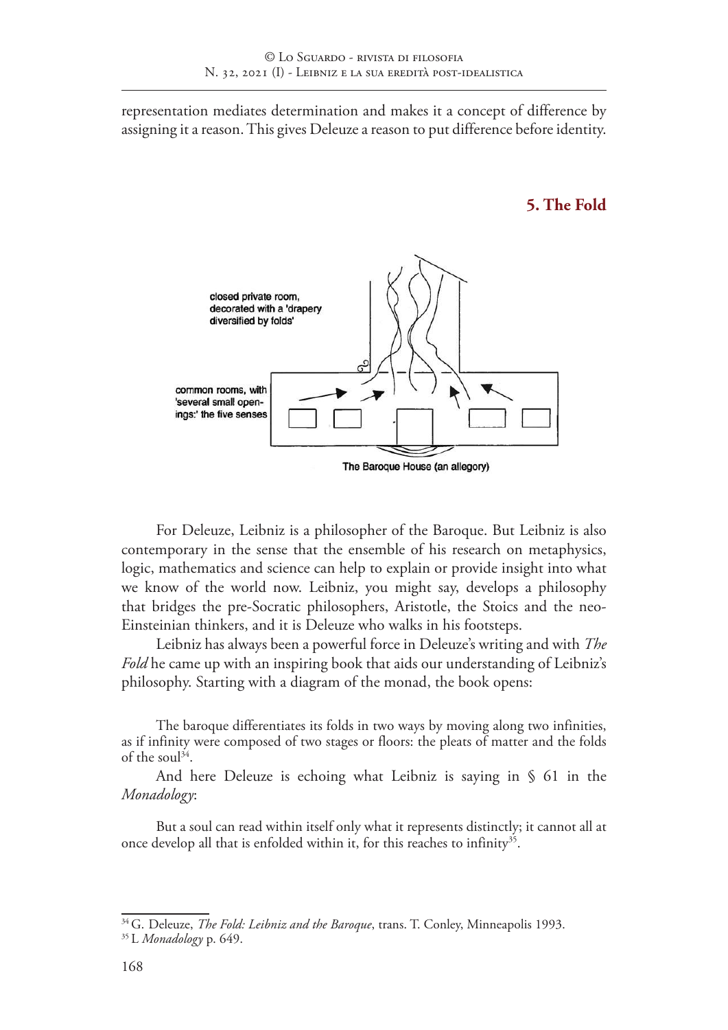representation mediates determination and makes it a concept of difference by assigning it a reason. This gives Deleuze a reason to put difference before identity.

## 5. The Fold

closed private room, decorated with a 'drapery diversified by folds'

common rooms, with 'several small openings:' the five senses

The Baroque House (an allegory)

For Deleuze, Leibniz is a philosopher of the Baroque. But Leibniz is also contemporary in the sense that the ensemble of his research on metaphysics, logic, mathematics and science can help to explain or provide insight into what we know of the world now. Leibniz, you might say, develops a philosophy that bridges the pre-Socratic philosophers, Aristotle, the Stoics and the neo-Einsteinian thinkers, and it is Deleuze who walks in his footsteps.

Leibniz has always been a powerful force in Deleuze's writing and with *The Fold* he came up with an inspiring book that aids our understanding of Leibniz's philosophy. Starting with a diagram of the monad, the book opens:

> The baroque differentiates its folds in two ways by moving along two infinities, as if infinity were composed of two stages or floors: the pleats of matter and the folds of the soul[34].

And here Deleuze is echoing what Leibniz is saying in § 61 in the *Monadology*:

> But a soul can read within itself only what it represents distinctly; it cannot all at once develop all that is enfolded within it, for this reaches to infinity[35].

---

[34] G. Deleuze, *The Fold: Leibniz and the Baroque*, trans. T. Conley, Minneapolis 1993.

[35] L *Monadology* p. 649.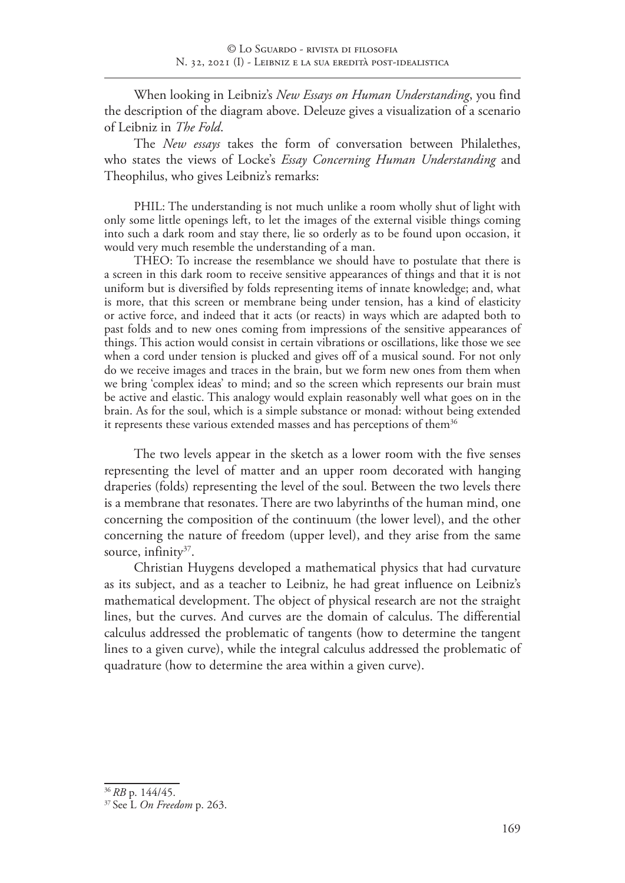When looking in Leibniz's *New Essays on Human Understanding*, you find the description of the diagram above. Deleuze gives a visualization of a scenario of Leibniz in *The Fold*.

The *New essays* takes the form of conversation between Philalethes, who states the views of Locke's *Essay Concerning Human Understanding* and Theophilus, who gives Leibniz's remarks:

> PHIL: The understanding is not much unlike a room wholly shut of light with only some little openings left, to let the images of the external visible things coming into such a dark room and stay there, lie so orderly as to be found upon occasion, it would very much resemble the understanding of a man.
>
> THEO: To increase the resemblance we should have to postulate that there is a screen in this dark room to receive sensitive appearances of things and that it is not uniform but is diversified by folds representing items of innate knowledge; and, what is more, that this screen or membrane being under tension, has a kind of elasticity or active force, and indeed that it acts (or reacts) in ways which are adapted both to past folds and to new ones coming from impressions of the sensitive appearances of things. This action would consist in certain vibrations or oscillations, like those we see when a cord under tension is plucked and gives off of a musical sound. For not only do we receive images and traces in the brain, but we form new ones from them when we bring 'complex ideas' to mind; and so the screen which represents our brain must be active and elastic. This analogy would explain reasonably well what goes on in the brain. As for the soul, which is a simple substance or monad: without being extended it represents these various extended masses and has perceptions of them[36]

The two levels appear in the sketch as a lower room with the five senses representing the level of matter and an upper room decorated with hanging draperies (folds) representing the level of the soul. Between the two levels there is a membrane that resonates. There are two labyrinths of the human mind, one concerning the composition of the continuum (the lower level), and the other concerning the nature of freedom (upper level), and they arise from the same source, infinity[37].

Christian Huygens developed a mathematical physics that had curvature as its subject, and as a teacher to Leibniz, he had great influence on Leibniz's mathematical development. The object of physical research are not the straight lines, but the curves. And curves are the domain of calculus. The differential calculus addressed the problematic of tangents (how to determine the tangent lines to a given curve), while the integral calculus addressed the problematic of quadrature (how to determine the area within a given curve).

---

[36] *RB* p. 144/45.

[37] See L *On Freedom* p. 263.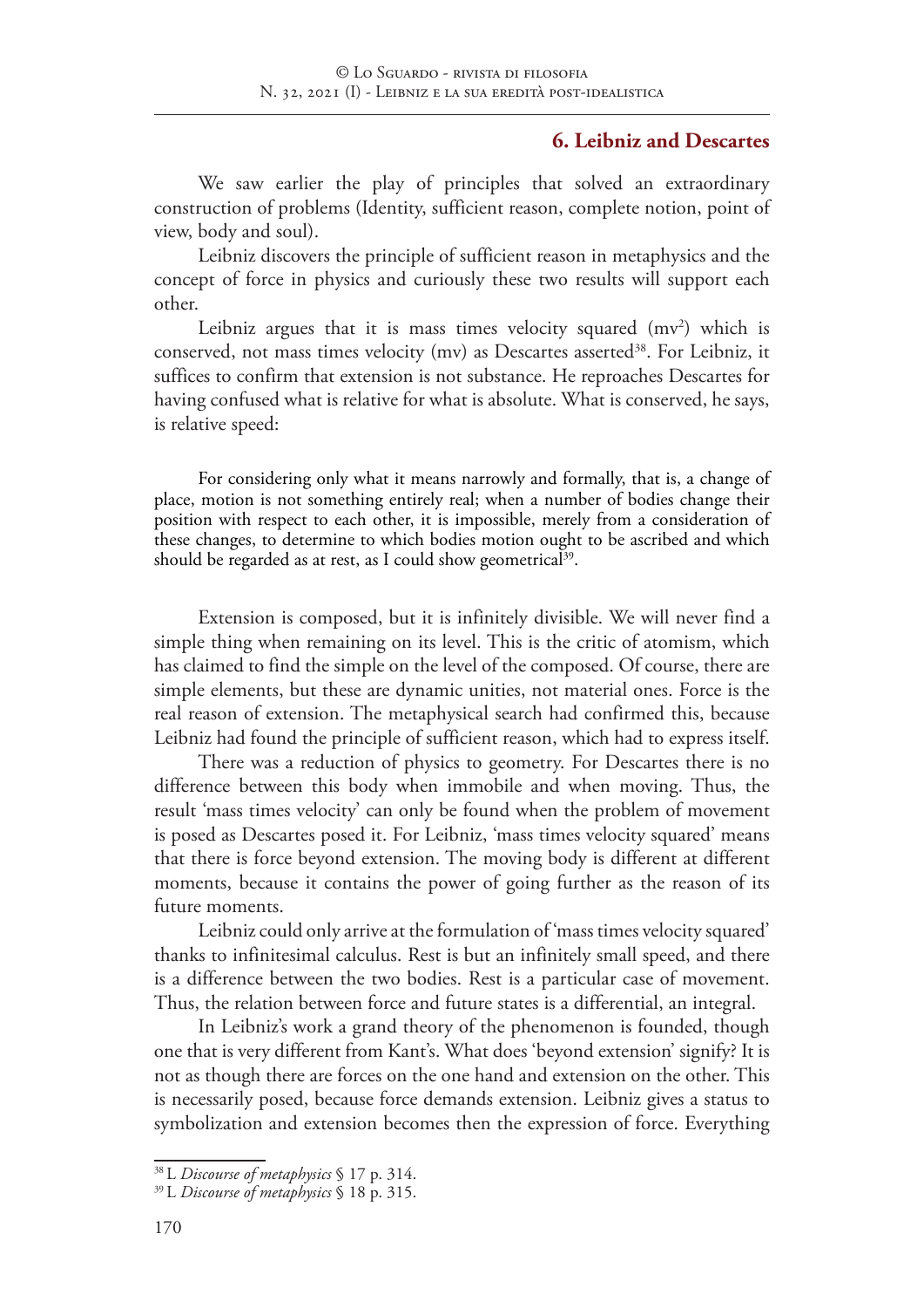### 6. Leibniz and Descartes

We saw earlier the play of principles that solved an extraordinary construction of problems (Identity, sufficient reason, complete notion, point of view, body and soul).

Leibniz discovers the principle of sufficient reason in metaphysics and the concept of force in physics and curiously these two results will support each other.

Leibniz argues that it is mass times velocity squared ($mv^2$) which is conserved, not mass times velocity (mv) as Descartes asserted[38]. For Leibniz, it suffices to confirm that extension is not substance. He reproaches Descartes for having confused what is relative for what is absolute. What is conserved, he says, is relative speed:

> For considering only what it means narrowly and formally, that is, a change of place, motion is not something entirely real; when a number of bodies change their position with respect to each other, it is impossible, merely from a consideration of these changes, to determine to which bodies motion ought to be ascribed and which should be regarded as at rest, as I could show geometrical[39].

Extension is composed, but it is infinitely divisible. We will never find a simple thing when remaining on its level. This is the critic of atomism, which has claimed to find the simple on the level of the composed. Of course, there are simple elements, but these are dynamic unities, not material ones. Force is the real reason of extension. The metaphysical search had confirmed this, because Leibniz had found the principle of sufficient reason, which had to express itself.

There was a reduction of physics to geometry. For Descartes there is no difference between this body when immobile and when moving. Thus, the result 'mass times velocity' can only be found when the problem of movement is posed as Descartes posed it. For Leibniz, 'mass times velocity squared' means that there is force beyond extension. The moving body is different at different moments, because it contains the power of going further as the reason of its future moments.

Leibniz could only arrive at the formulation of 'mass times velocity squared' thanks to infinitesimal calculus. Rest is but an infinitely small speed, and there is a difference between the two bodies. Rest is a particular case of movement. Thus, the relation between force and future states is a differential, an integral.

In Leibniz's work a grand theory of the phenomenon is founded, though one that is very different from Kant's. What does 'beyond extension' signify? It is not as though there are forces on the one hand and extension on the other. This is necessarily posed, because force demands extension. Leibniz gives a status to symbolization and extension becomes then the expression of force. Everything

---

[38] L *Discourse of metaphysics* § 17 p. 314.

[39] L *Discourse of metaphysics* § 18 p. 315.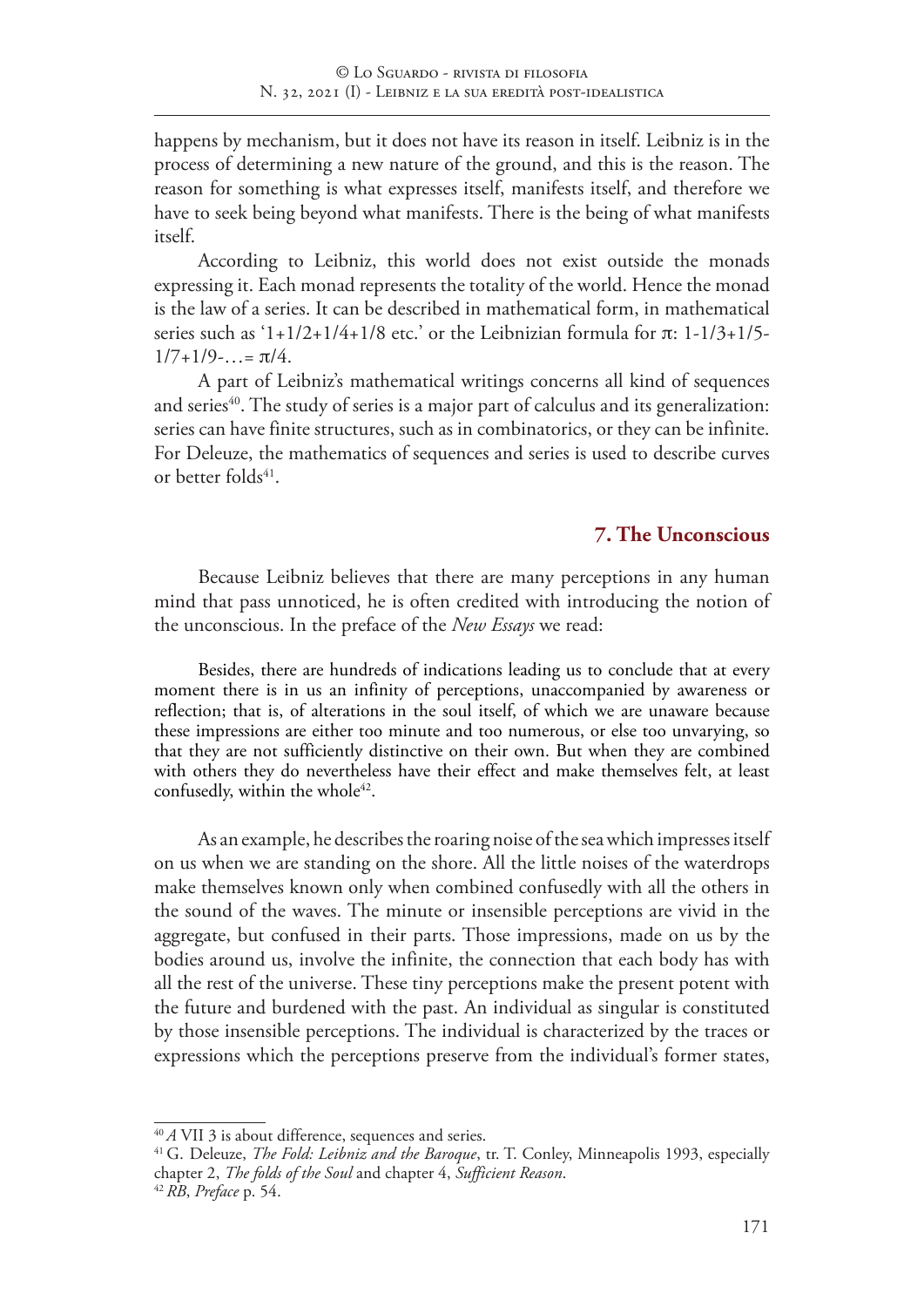happens by mechanism, but it does not have its reason in itself. Leibniz is in the process of determining a new nature of the ground, and this is the reason. The reason for something is what expresses itself, manifests itself, and therefore we have to seek being beyond what manifests. There is the being of what manifests itself.

According to Leibniz, this world does not exist outside the monads expressing it. Each monad represents the totality of the world. Hence the monad is the law of a series. It can be described in mathematical form, in mathematical series such as '1+1/2+1/4+1/8 etc.' or the Leibnizian formula for π: $1-1/3+1/5-1/7+1/9-\ldots=\pi/4$.

A part of Leibniz's mathematical writings concerns all kind of sequences and series[40]. The study of series is a major part of calculus and its generalization: series can have finite structures, such as in combinatorics, or they can be infinite. For Deleuze, the mathematics of sequences and series is used to describe curves or better folds[41].

## 7. The Unconscious

Because Leibniz believes that there are many perceptions in any human mind that pass unnoticed, he is often credited with introducing the notion of the unconscious. In the preface of the *New Essays* we read:

> Besides, there are hundreds of indications leading us to conclude that at every moment there is in us an infinity of perceptions, unaccompanied by awareness or reflection; that is, of alterations in the soul itself, of which we are unaware because these impressions are either too minute and too numerous, or else too unvarying, so that they are not sufficiently distinctive on their own. But when they are combined with others they do nevertheless have their effect and make themselves felt, at least confusedly, within the whole[42].

As an example, he describes the roaring noise of the sea which impresses itself on us when we are standing on the shore. All the little noises of the waterdrops make themselves known only when combined confusedly with all the others in the sound of the waves. The minute or insensible perceptions are vivid in the aggregate, but confused in their parts. Those impressions, made on us by the bodies around us, involve the infinite, the connection that each body has with all the rest of the universe. These tiny perceptions make the present potent with the future and burdened with the past. An individual as singular is constituted by those insensible perceptions. The individual is characterized by the traces or expressions which the perceptions preserve from the individual's former states,

---

[40] *A* VII 3 is about difference, sequences and series.

[41] G. Deleuze, *The Fold: Leibniz and the Baroque*, tr. T. Conley, Minneapolis 1993, especially chapter 2, *The folds of the Soul* and chapter 4, *Sufficient Reason*.

[42] *RB*, *Preface* p. 54.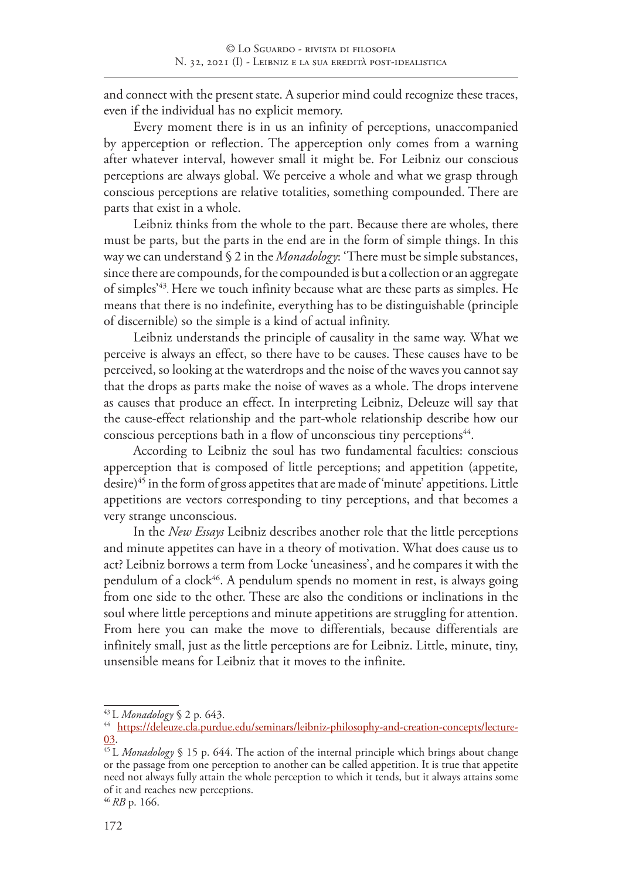and connect with the present state. A superior mind could recognize these traces, even if the individual has no explicit memory.

Every moment there is in us an infinity of perceptions, unaccompanied by apperception or reflection. The apperception only comes from a warning after whatever interval, however small it might be. For Leibniz our conscious perceptions are always global. We perceive a whole and what we grasp through conscious perceptions are relative totalities, something compounded. There are parts that exist in a whole.

Leibniz thinks from the whole to the part. Because there are wholes, there must be parts, but the parts in the end are in the form of simple things. In this way we can understand § 2 in the *Monadology*: 'There must be simple substances, since there are compounds, for the compounded is but a collection or an aggregate of simples'[43]. Here we touch infinity because what are these parts as simples. He means that there is no indefinite, everything has to be distinguishable (principle of discernible) so the simple is a kind of actual infinity.

Leibniz understands the principle of causality in the same way. What we perceive is always an effect, so there have to be causes. These causes have to be perceived, so looking at the waterdrops and the noise of the waves you cannot say that the drops as parts make the noise of waves as a whole. The drops intervene as causes that produce an effect. In interpreting Leibniz, Deleuze will say that the cause-effect relationship and the part-whole relationship describe how our conscious perceptions bath in a flow of unconscious tiny perceptions[44].

According to Leibniz the soul has two fundamental faculties: conscious apperception that is composed of little perceptions; and appetition (appetite, desire)[45] in the form of gross appetites that are made of 'minute' appetitions. Little appetitions are vectors corresponding to tiny perceptions, and that becomes a very strange unconscious.

In the *New Essays* Leibniz describes another role that the little perceptions and minute appetites can have in a theory of motivation. What does cause us to act? Leibniz borrows a term from Locke 'uneasiness', and he compares it with the pendulum of a clock[46]. A pendulum spends no moment in rest, is always going from one side to the other. These are also the conditions or inclinations in the soul where little perceptions and minute appetitions are struggling for attention. From here you can make the move to differentials, because differentials are infinitely small, just as the little perceptions are for Leibniz. Little, minute, tiny, unsensible means for Leibniz that it moves to the infinite.

---

[43] L *Monadology* § 2 p. 643.

[44] https://deleuze.cla.purdue.edu/seminars/leibniz-philosophy-and-creation-concepts/lecture-03.

[45] L *Monadology* § 15 p. 644. The action of the internal principle which brings about change or the passage from one perception to another can be called appetition. It is true that appetite need not always fully attain the whole perception to which it tends, but it always attains some of it and reaches new perceptions.

[46] *RB* p. 166.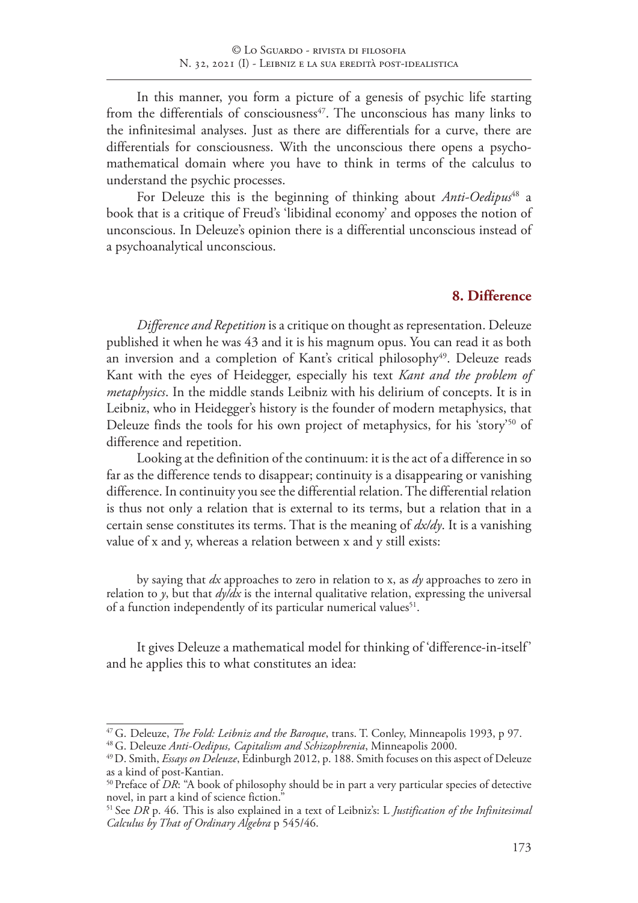In this manner, you form a picture of a genesis of psychic life starting from the differentials of consciousness[47]. The unconscious has many links to the infinitesimal analyses. Just as there are differentials for a curve, there are differentials for consciousness. With the unconscious there opens a psycho-mathematical domain where you have to think in terms of the calculus to understand the psychic processes.

For Deleuze this is the beginning of thinking about *Anti-Oedipus*[48] a book that is a critique of Freud's 'libidinal economy' and opposes the notion of unconscious. In Deleuze's opinion there is a differential unconscious instead of a psychoanalytical unconscious.

## 8. Difference

*Difference and Repetition* is a critique on thought as representation. Deleuze published it when he was 43 and it is his magnum opus. You can read it as both an inversion and a completion of Kant's critical philosophy[49]. Deleuze reads Kant with the eyes of Heidegger, especially his text *Kant and the problem of metaphysics*. In the middle stands Leibniz with his delirium of concepts. It is in Leibniz, who in Heidegger's history is the founder of modern metaphysics, that Deleuze finds the tools for his own project of metaphysics, for his 'story'[50] of difference and repetition.

Looking at the definition of the continuum: it is the act of a difference in so far as the difference tends to disappear; continuity is a disappearing or vanishing difference. In continuity you see the differential relation. The differential relation is thus not only a relation that is external to its terms, but a relation that in a certain sense constitutes its terms. That is the meaning of $dx/dy$. It is a vanishing value of x and y, whereas a relation between x and y still exists:

> by saying that $dx$ approaches to zero in relation to x, as $dy$ approaches to zero in relation to $y$, but that $dy/dx$ is the internal qualitative relation, expressing the universal of a function independently of its particular numerical values[51].

It gives Deleuze a mathematical model for thinking of 'difference-in-itself' and he applies this to what constitutes an idea:

---

[47] G. Deleuze, *The Fold: Leibniz and the Baroque*, trans. T. Conley, Minneapolis 1993, p 97.

[48] G. Deleuze *Anti-Oedipus, Capitalism and Schizophrenia*, Minneapolis 2000.

[49] D. Smith, *Essays on Deleuze*, Edinburgh 2012, p. 188. Smith focuses on this aspect of Deleuze as a kind of post-Kantian.

[50] Preface of *DR*: "A book of philosophy should be in part a very particular species of detective novel, in part a kind of science fiction."

[51] See *DR* p. 46. This is also explained in a text of Leibniz's: L *Justification of the Infinitesimal Calculus by That of Ordinary Algebra* p 545/46.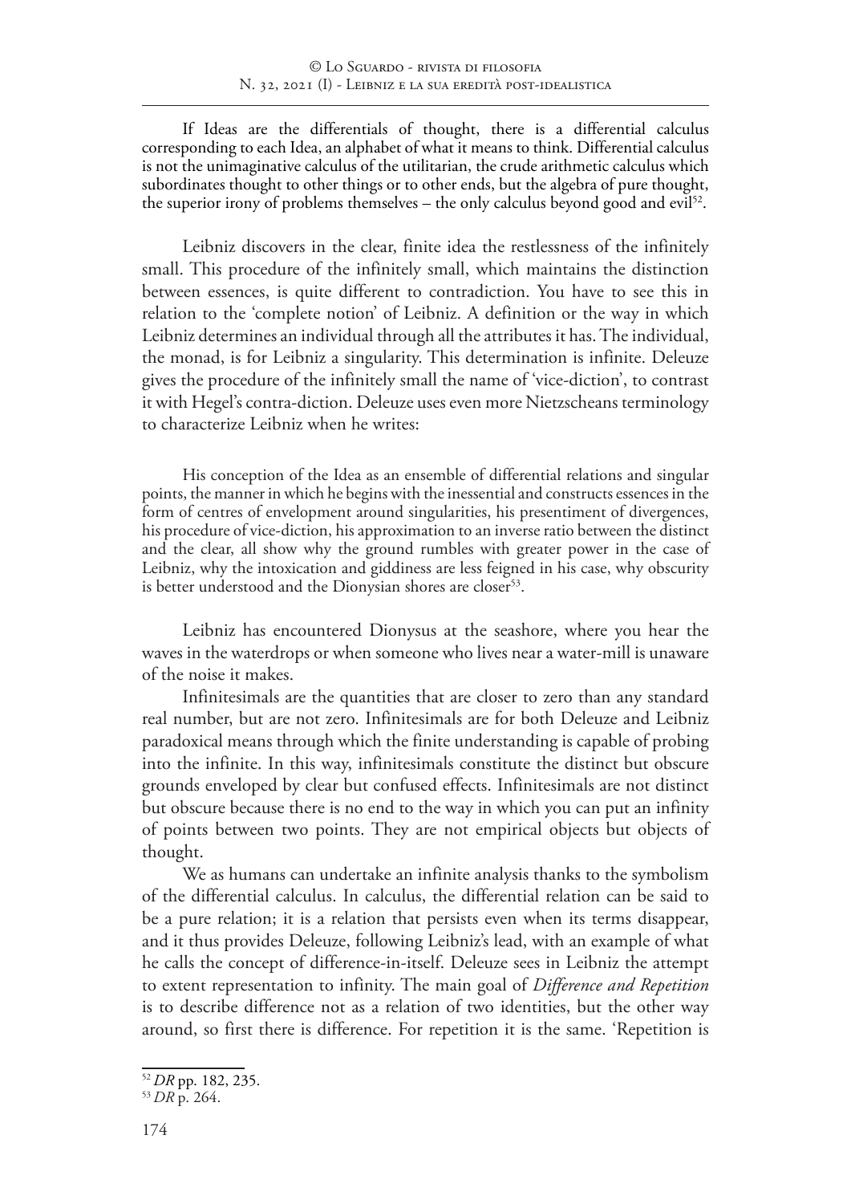If Ideas are the differentials of thought, there is a differential calculus corresponding to each Idea, an alphabet of what it means to think. Differential calculus is not the unimaginative calculus of the utilitarian, the crude arithmetic calculus which subordinates thought to other things or to other ends, but the algebra of pure thought, the superior irony of problems themselves – the only calculus beyond good and evil[52].

Leibniz discovers in the clear, finite idea the restlessness of the infinitely small. This procedure of the infinitely small, which maintains the distinction between essences, is quite different to contradiction. You have to see this in relation to the 'complete notion' of Leibniz. A definition or the way in which Leibniz determines an individual through all the attributes it has. The individual, the monad, is for Leibniz a singularity. This determination is infinite. Deleuze gives the procedure of the infinitely small the name of 'vice-diction', to contrast it with Hegel's contra-diction. Deleuze uses even more Nietzscheans terminology to characterize Leibniz when he writes:

> His conception of the Idea as an ensemble of differential relations and singular points, the manner in which he begins with the inessential and constructs essences in the form of centres of envelopment around singularities, his presentiment of divergences, his procedure of vice-diction, his approximation to an inverse ratio between the distinct and the clear, all show why the ground rumbles with greater power in the case of Leibniz, why the intoxication and giddiness are less feigned in his case, why obscurity is better understood and the Dionysian shores are closer[53].

Leibniz has encountered Dionysus at the seashore, where you hear the waves in the waterdrops or when someone who lives near a water-mill is unaware of the noise it makes.

Infinitesimals are the quantities that are closer to zero than any standard real number, but are not zero. Infinitesimals are for both Deleuze and Leibniz paradoxical means through which the finite understanding is capable of probing into the infinite. In this way, infinitesimals constitute the distinct but obscure grounds enveloped by clear but confused effects. Infinitesimals are not distinct but obscure because there is no end to the way in which you can put an infinity of points between two points. They are not empirical objects but objects of thought.

We as humans can undertake an infinite analysis thanks to the symbolism of the differential calculus. In calculus, the differential relation can be said to be a pure relation; it is a relation that persists even when its terms disappear, and it thus provides Deleuze, following Leibniz's lead, with an example of what he calls the concept of difference-in-itself. Deleuze sees in Leibniz the attempt to extent representation to infinity. The main goal of *Difference and Repetition* is to describe difference not as a relation of two identities, but the other way around, so first there is difference. For repetition it is the same. 'Repetition is

[52] *DR* pp. 182, 235.

[53] *DR* p. 264.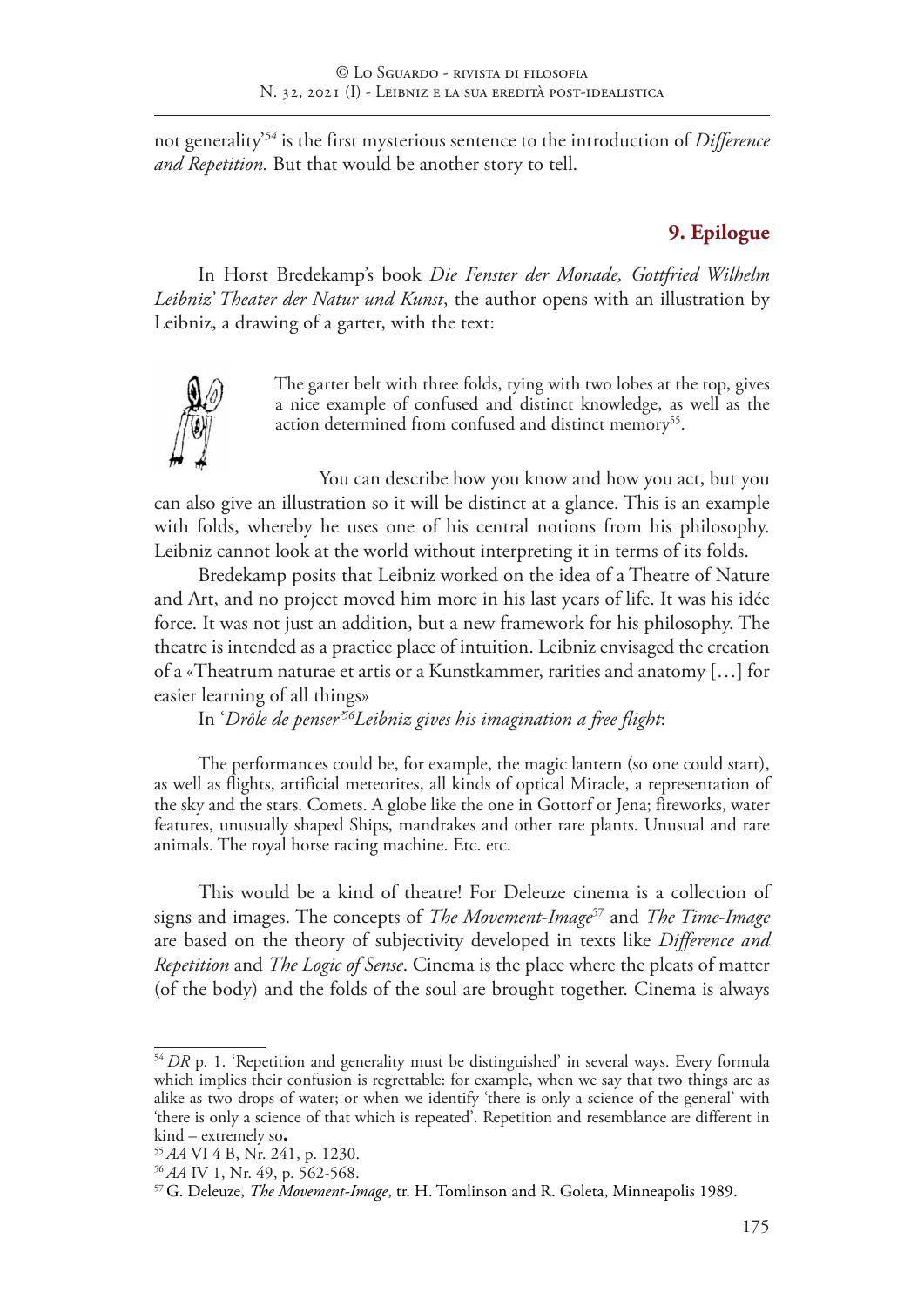not generality'[54] is the first mysterious sentence to the introduction of *Difference and Repetition.* But that would be another story to tell.

## 9. Epilogue

In Horst Bredekamp's book *Die Fenster der Monade, Gottfried Wilhelm Leibniz' Theater der Natur und Kunst*, the author opens with an illustration by Leibniz, a drawing of a garter, with the text:

> The garter belt with three folds, tying with two lobes at the top, gives a nice example of confused and distinct knowledge, as well as the action determined from confused and distinct memory[55].

You can describe how you know and how you act, but you can also give an illustration so it will be distinct at a glance. This is an example with folds, whereby he uses one of his central notions from his philosophy. Leibniz cannot look at the world without interpreting it in terms of its folds.

Bredekamp posits that Leibniz worked on the idea of a Theatre of Nature and Art, and no project moved him more in his last years of life. It was his idée force. It was not just an addition, but a new framework for his philosophy. The theatre is intended as a practice place of intuition. Leibniz envisaged the creation of a «Theatrum naturae et artis or a Kunstkammer, rarities and anatomy […] for easier learning of all things»

In '*Drôle de penser*'[56]*Leibniz gives his imagination a free flight*:

> The performances could be, for example, the magic lantern (so one could start), as well as flights, artificial meteorites, all kinds of optical Miracle, a representation of the sky and the stars. Comets. A globe like the one in Gottorf or Jena; fireworks, water features, unusually shaped Ships, mandrakes and other rare plants. Unusual and rare animals. The royal horse racing machine. Etc. etc.

This would be a kind of theatre! For Deleuze cinema is a collection of signs and images. The concepts of *The Movement-Image*[57] and *The Time-Image* are based on the theory of subjectivity developed in texts like *Difference and Repetition* and *The Logic of Sense*. Cinema is the place where the pleats of matter (of the body) and the folds of the soul are brought together. Cinema is always

---

[54] *DR* p. 1. 'Repetition and generality must be distinguished' in several ways. Every formula which implies their confusion is regrettable: for example, when we say that two things are as alike as two drops of water; or when we identify 'there is only a science of the general' with 'there is only a science of that which is repeated'. Repetition and resemblance are different in kind – extremely so**.**

[55] *AA* VI 4 B, Nr. 241, p. 1230.

[56] *AA* IV 1, Nr. 49, p. 562-568.

[57] G. Deleuze, *The Movement-Image*, tr. H. Tomlinson and R. Goleta, Minneapolis 1989.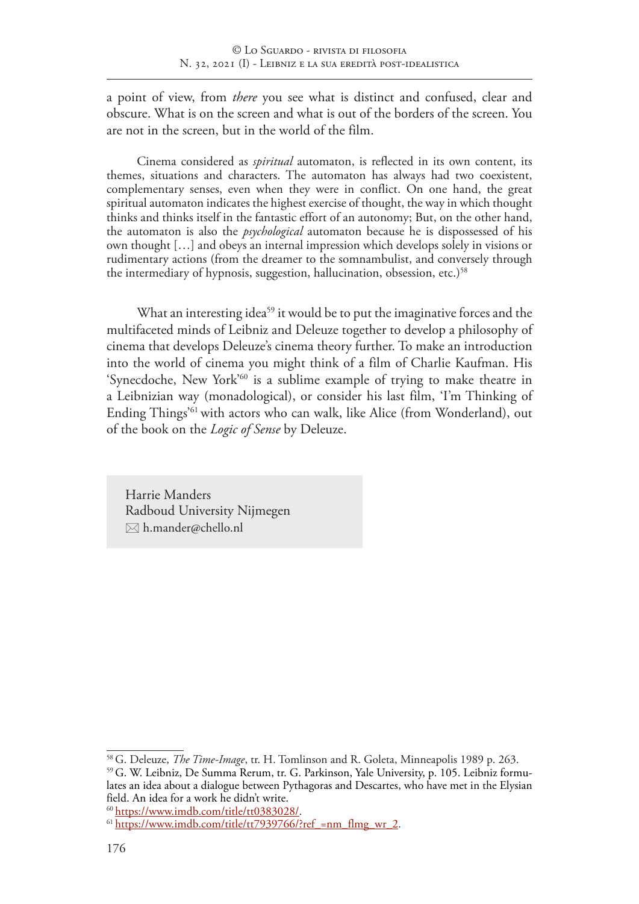a point of view, from *there* you see what is distinct and confused, clear and obscure. What is on the screen and what is out of the borders of the screen. You are not in the screen, but in the world of the film.

> Cinema considered as *spiritual* automaton, is reflected in its own content, its themes, situations and characters. The automaton has always had two coexistent, complementary senses, even when they were in conflict. On one hand, the great spiritual automaton indicates the highest exercise of thought, the way in which thought thinks and thinks itself in the fantastic effort of an autonomy; But, on the other hand, the automaton is also the *psychological* automaton because he is dispossessed of his own thought […] and obeys an internal impression which develops solely in visions or rudimentary actions (from the dreamer to the somnambulist, and conversely through the intermediary of hypnosis, suggestion, hallucination, obsession, etc.)[58]

What an interesting idea[59] it would be to put the imaginative forces and the multifaceted minds of Leibniz and Deleuze together to develop a philosophy of cinema that develops Deleuze's cinema theory further. To make an introduction into the world of cinema you might think of a film of Charlie Kaufman. His 'Synecdoche, New York'[60] is a sublime example of trying to make theatre in a Leibnizian way (monadological), or consider his last film, 'I'm Thinking of Ending Things'[61] with actors who can walk, like Alice (from Wonderland), out of the book on the *Logic of Sense* by Deleuze.

Harrie Manders
Radboud University Nijmegen
✉ h.mander@chello.nl

---

[58] G. Deleuze, *The Time-Image*, tr. H. Tomlinson and R. Goleta, Minneapolis 1989 p. 263.

[59] G. W. Leibniz, De Summa Rerum, tr. G. Parkinson, Yale University, p. 105. Leibniz formulates an idea about a dialogue between Pythagoras and Descartes, who have met in the Elysian field. An idea for a work he didn't write.

[60] https://www.imdb.com/title/tt0383028/.

[61] https://www.imdb.com/title/tt7939766/?ref_=nm_flmg_wr_2.